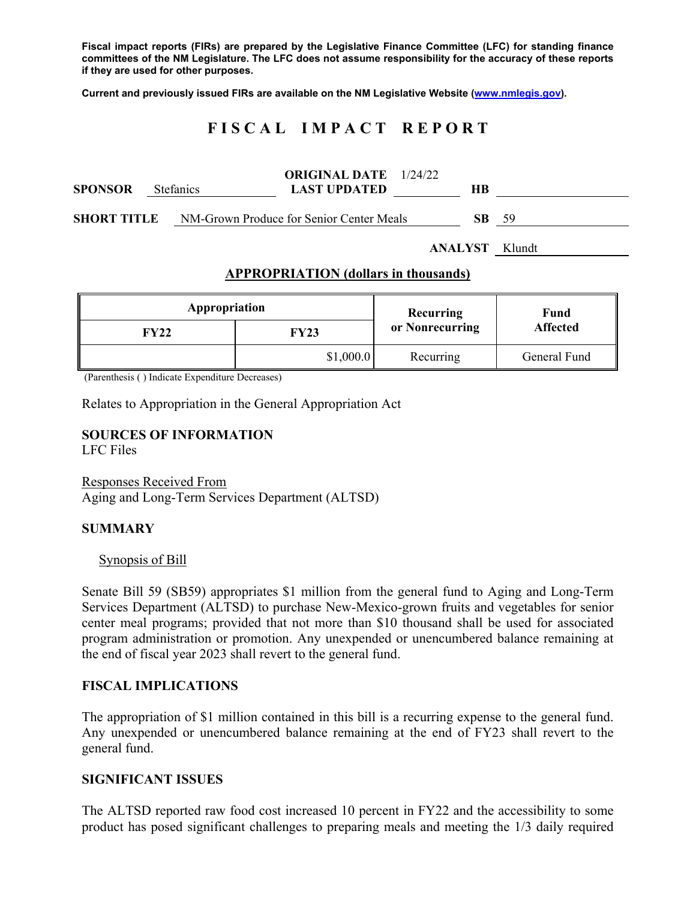**Fiscal impact reports (FIRs) are prepared by the Legislative Finance Committee (LFC) for standing finance committees of the NM Legislature. The LFC does not assume responsibility for the accuracy of these reports if they are used for other purposes.**

**Current and previously issued FIRs are available on the NM Legislative Website (www.nmlegis.gov).**

# F I S C A L   I M P A C T   R E P O R T

**SPONSOR** Stefanics **ORIGINAL DATE** 1/24/22 **LAST UPDATED** **HB**

**SHORT TITLE** NM-Grown Produce for Senior Center Meals **SB** 59

**ANALYST** Klundt

## APPROPRIATION (dollars in thousands)

| Appropriation | | Recurring or Nonrecurring | Fund Affected |
|---|---|---|---|
| FY22 | FY23 | | |
| | $1,000.0 | Recurring | General Fund |

(Parenthesis ( ) Indicate Expenditure Decreases)

Relates to Appropriation in the General Appropriation Act

### SOURCES OF INFORMATION

LFC Files

Responses Received From
Aging and Long-Term Services Department (ALTSD)

### SUMMARY

Synopsis of Bill

Senate Bill 59 (SB59) appropriates $1 million from the general fund to Aging and Long-Term Services Department (ALTSD) to purchase New-Mexico-grown fruits and vegetables for senior center meal programs; provided that not more than $10 thousand shall be used for associated program administration or promotion. Any unexpended or unencumbered balance remaining at the end of fiscal year 2023 shall revert to the general fund.

### FISCAL IMPLICATIONS

The appropriation of $1 million contained in this bill is a recurring expense to the general fund. Any unexpended or unencumbered balance remaining at the end of FY23 shall revert to the general fund.

### SIGNIFICANT ISSUES

The ALTSD reported raw food cost increased 10 percent in FY22 and the accessibility to some product has posed significant challenges to preparing meals and meeting the 1/3 daily required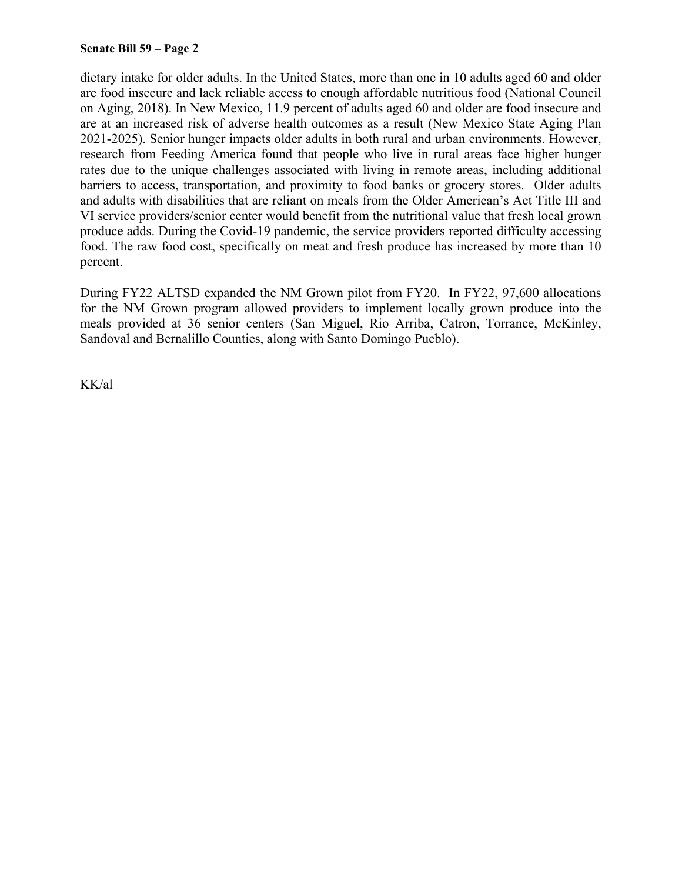dietary intake for older adults. In the United States, more than one in 10 adults aged 60 and older are food insecure and lack reliable access to enough affordable nutritious food (National Council on Aging, 2018). In New Mexico, 11.9 percent of adults aged 60 and older are food insecure and are at an increased risk of adverse health outcomes as a result (New Mexico State Aging Plan 2021-2025). Senior hunger impacts older adults in both rural and urban environments. However, research from Feeding America found that people who live in rural areas face higher hunger rates due to the unique challenges associated with living in remote areas, including additional barriers to access, transportation, and proximity to food banks or grocery stores. Older adults and adults with disabilities that are reliant on meals from the Older American's Act Title III and VI service providers/senior center would benefit from the nutritional value that fresh local grown produce adds. During the Covid-19 pandemic, the service providers reported difficulty accessing food. The raw food cost, specifically on meat and fresh produce has increased by more than 10 percent.

During FY22 ALTSD expanded the NM Grown pilot from FY20. In FY22, 97,600 allocations for the NM Grown program allowed providers to implement locally grown produce into the meals provided at 36 senior centers (San Miguel, Rio Arriba, Catron, Torrance, McKinley, Sandoval and Bernalillo Counties, along with Santo Domingo Pueblo).

KK/al